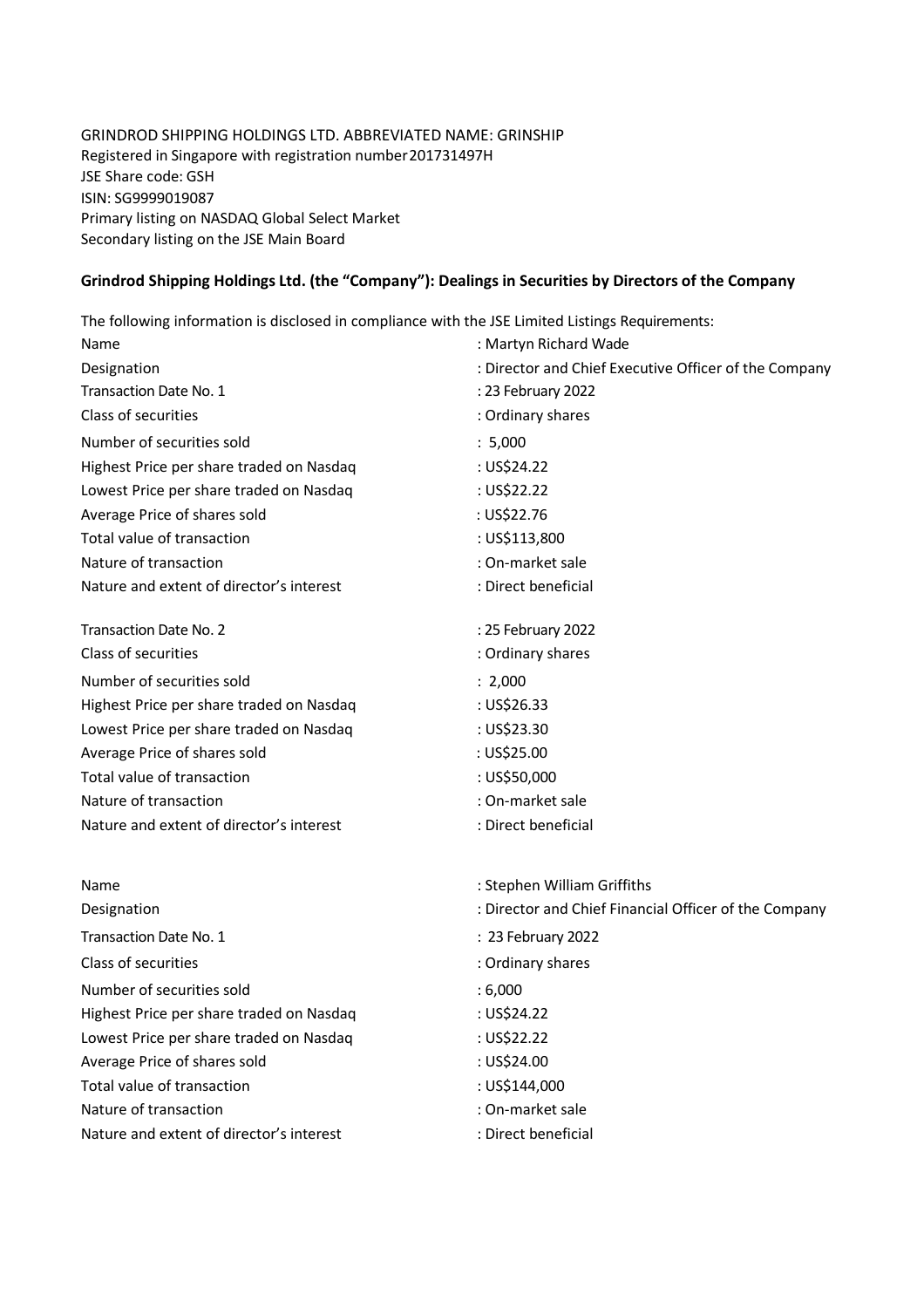GRINDROD SHIPPING HOLDINGS LTD. ABBREVIATED NAME: GRINSHIP
Registered in Singapore with registration number 201731497H
JSE Share code: GSH
ISIN: SG9999019087
Primary listing on NASDAQ Global Select Market
Secondary listing on the JSE Main Board

**Grindrod Shipping Holdings Ltd. (the "Company"): Dealings in Securities by Directors of the Company**

The following information is disclosed in compliance with the JSE Limited Listings Requirements:

| | |
|---|---|
| Name | : Martyn Richard Wade |
| Designation | : Director and Chief Executive Officer of the Company |
| Transaction Date No. 1 | : 23 February 2022 |
| Class of securities | : Ordinary shares |
| Number of securities sold | : 5,000 |
| Highest Price per share traded on Nasdaq | : US$24.22 |
| Lowest Price per share traded on Nasdaq | : US$22.22 |
| Average Price of shares sold | : US$22.76 |
| Total value of transaction | : US$113,800 |
| Nature of transaction | : On-market sale |
| Nature and extent of director's interest | : Direct beneficial |
| | |
| Transaction Date No. 2 | : 25 February 2022 |
| Class of securities | : Ordinary shares |
| Number of securities sold | : 2,000 |
| Highest Price per share traded on Nasdaq | : US$26.33 |
| Lowest Price per share traded on Nasdaq | : US$23.30 |
| Average Price of shares sold | : US$25.00 |
| Total value of transaction | : US$50,000 |
| Nature of transaction | : On-market sale |
| Nature and extent of director's interest | : Direct beneficial |

| | |
|---|---|
| Name | : Stephen William Griffiths |
| Designation | : Director and Chief Financial Officer of the Company |
| Transaction Date No. 1 | : 23 February 2022 |
| Class of securities | : Ordinary shares |
| Number of securities sold | : 6,000 |
| Highest Price per share traded on Nasdaq | : US$24.22 |
| Lowest Price per share traded on Nasdaq | : US$22.22 |
| Average Price of shares sold | : US$24.00 |
| Total value of transaction | : US$144,000 |
| Nature of transaction | : On-market sale |
| Nature and extent of director's interest | : Direct beneficial |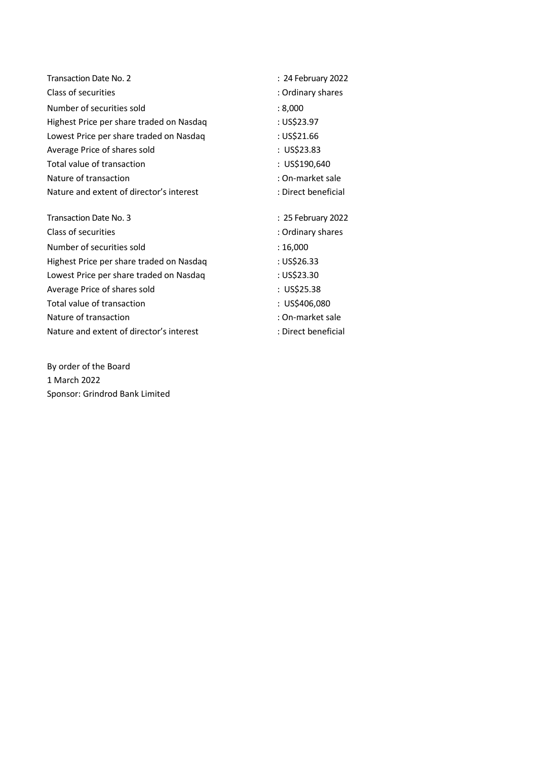| | |
|---|---|
| Transaction Date No. 2 | : 24 February 2022 |
| Class of securities | : Ordinary shares |
| Number of securities sold | : 8,000 |
| Highest Price per share traded on Nasdaq | : US$23.97 |
| Lowest Price per share traded on Nasdaq | : US$21.66 |
| Average Price of shares sold | : US$23.83 |
| Total value of transaction | : US$190,640 |
| Nature of transaction | : On-market sale |
| Nature and extent of director's interest | : Direct beneficial |

| | |
|---|---|
| Transaction Date No. 3 | : 25 February 2022 |
| Class of securities | : Ordinary shares |
| Number of securities sold | : 16,000 |
| Highest Price per share traded on Nasdaq | : US$26.33 |
| Lowest Price per share traded on Nasdaq | : US$23.30 |
| Average Price of shares sold | : US$25.38 |
| Total value of transaction | : US$406,080 |
| Nature of transaction | : On-market sale |
| Nature and extent of director's interest | : Direct beneficial |

By order of the Board
1 March 2022
Sponsor: Grindrod Bank Limited